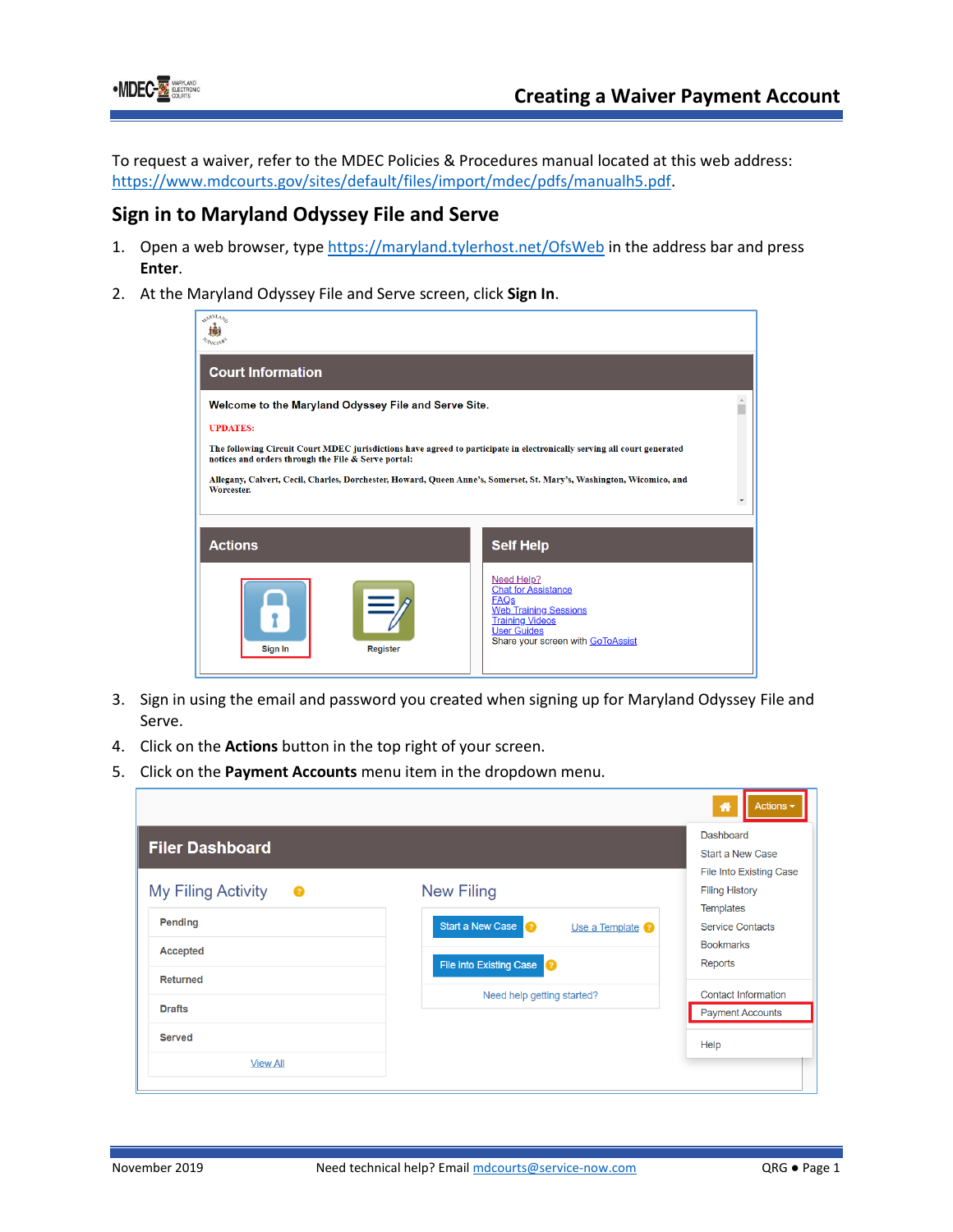# Creating a Waiver Payment Account

To request a waiver, refer to the MDEC Policies & Procedures manual located at this web address: https://www.mdcourts.gov/sites/default/files/import/mdec/pdfs/manualh5.pdf.

## Sign in to Maryland Odyssey File and Serve

1. Open a web browser, type https://maryland.tylerhost.net/OfsWeb in the address bar and press **Enter**.
2. At the Maryland Odyssey File and Serve screen, click **Sign In**.
3. Sign in using the email and password you created when signing up for Maryland Odyssey File and Serve.
4. Click on the **Actions** button in the top right of your screen.
5. Click on the **Payment Accounts** menu item in the dropdown menu.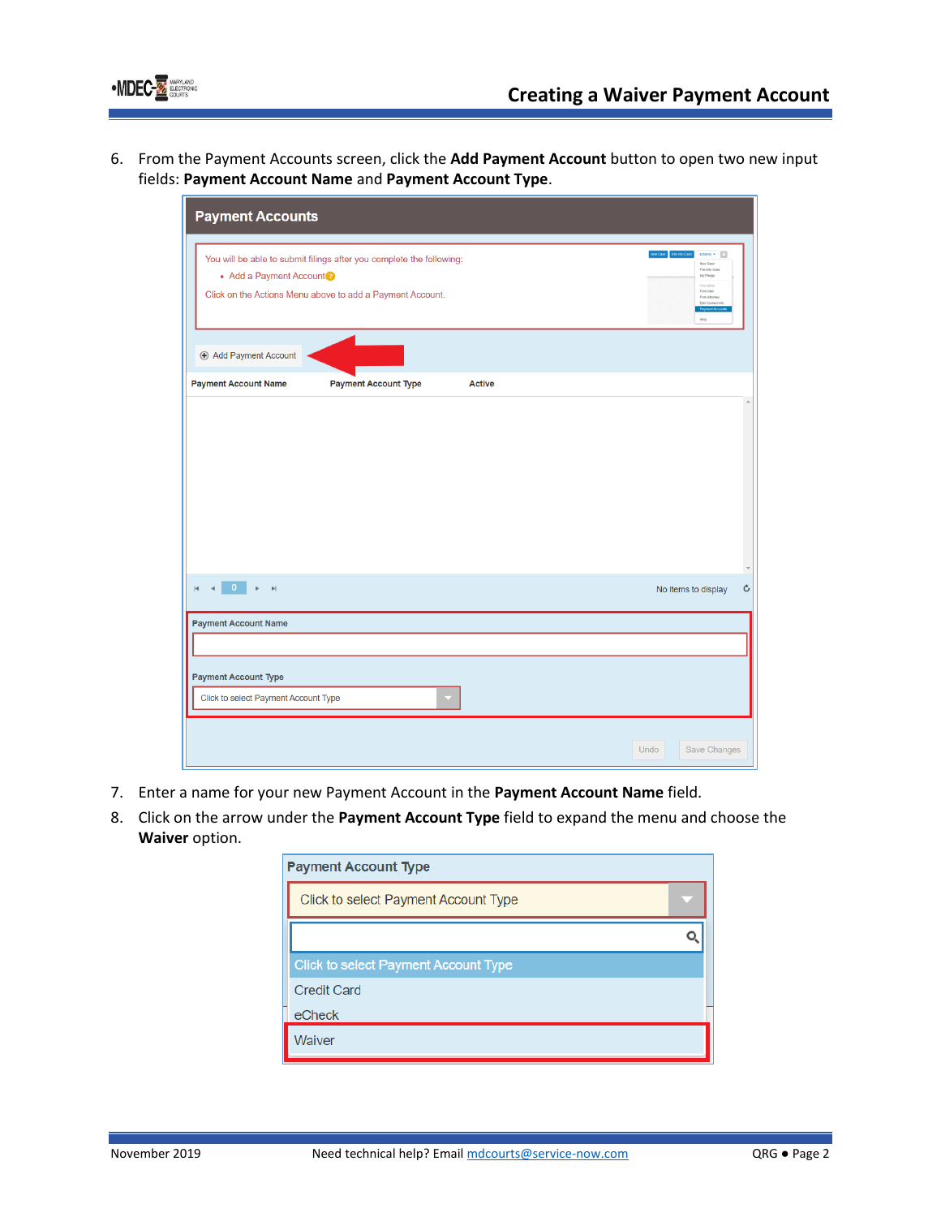6. From the Payment Accounts screen, click the **Add Payment Account** button to open two new input fields: **Payment Account Name** and **Payment Account Type**.

7. Enter a name for your new Payment Account in the **Payment Account Name** field.
8. Click on the arrow under the **Payment Account Type** field to expand the menu and choose the **Waiver** option.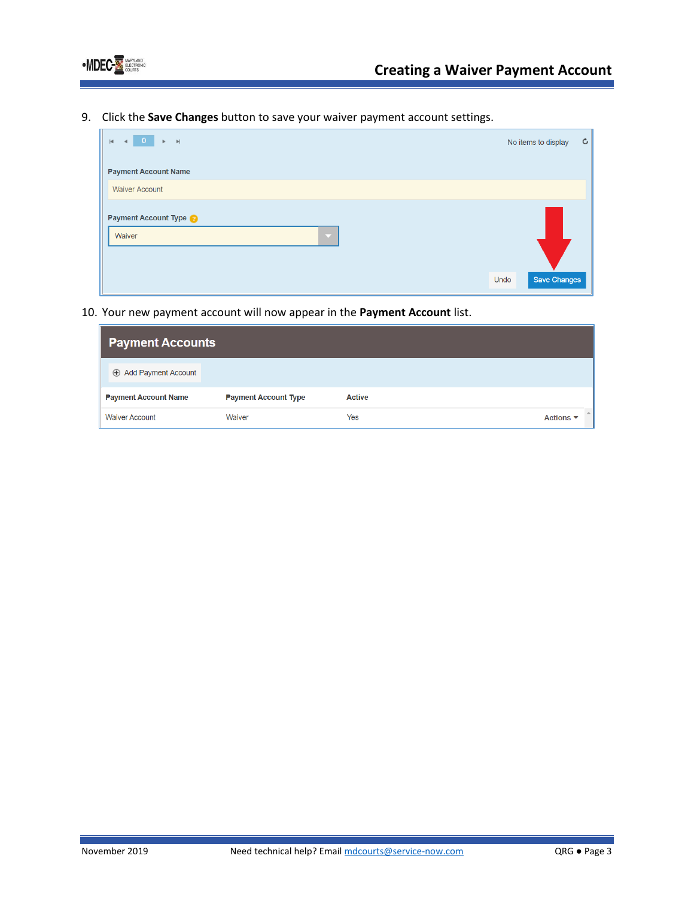9. Click the **Save Changes** button to save your waiver payment account settings.

10. Your new payment account will now appear in the **Payment Account** list.